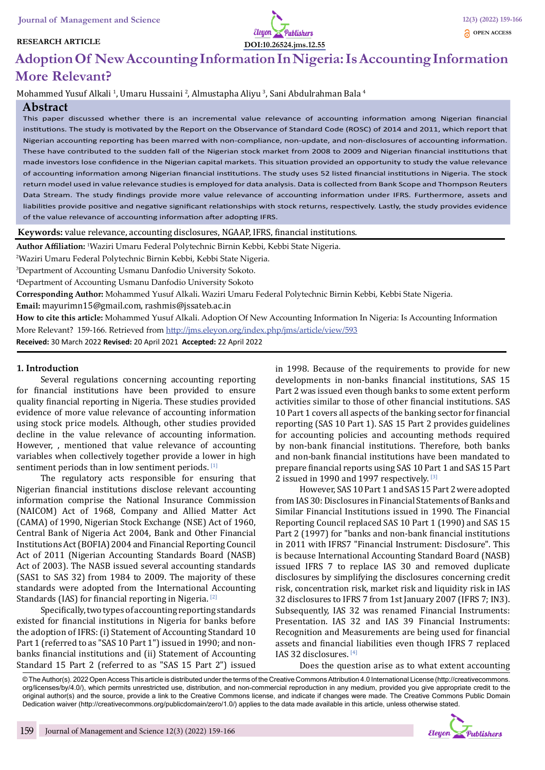RESEARCH ARTICLE

DOI:10.26524.jms.12.55

# Adoption Of New Accounting Information In Nigeria: Is Accounting Information More Relevant?

Mohammed Yusuf Alkali [1], Umaru Hussaini [2], Almustapha Aliyu [3], Sani Abdulrahman Bala [4]

## Abstract

This paper discussed whether there is an incremental value relevance of accounting information among Nigerian financial institutions. The study is motivated by the Report on the Observance of Standard Code (ROSC) of 2014 and 2011, which report that Nigerian accounting reporting has been marred with non-compliance, non-update, and non-disclosures of accounting information. These have contributed to the sudden fall of the Nigerian stock market from 2008 to 2009 and Nigerian financial institutions that made investors lose confidence in the Nigerian capital markets. This situation provided an opportunity to study the value relevance of accounting information among Nigerian financial institutions. The study uses 52 listed financial institutions in Nigeria. The stock return model used in value relevance studies is employed for data analysis. Data is collected from Bank Scope and Thompson Reuters Data Stream. The study findings provide more value relevance of accounting information under IFRS. Furthermore, assets and liabilities provide positive and negative significant relationships with stock returns, respectively. Lastly, the study provides evidence of the value relevance of accounting information after adopting IFRS.

**Keywords:** value relevance, accounting disclosures, NGAAP, IFRS, financial institutions.

**Author Affiliation:** [1]Waziri Umaru Federal Polytechnic Birnin Kebbi, Kebbi State Nigeria.

[2]Waziri Umaru Federal Polytechnic Birnin Kebbi, Kebbi State Nigeria.

[3]Department of Accounting Usmanu Danfodio University Sokoto.

[4]Department of Accounting Usmanu Danfodio University Sokoto

**Corresponding Author:** Mohammed Yusuf Alkali. Waziri Umaru Federal Polytechnic Birnin Kebbi, Kebbi State Nigeria.

**Email:** mayurimn15@gmail.com, rashmis@jssateb.ac.in

**How to cite this article:** Mohammed Yusuf Alkali. Adoption Of New Accounting Information In Nigeria: Is Accounting Information More Relevant? 159-166. Retrieved from http://jms.eleyon.org/index.php/jms/article/view/593

**Received:** 30 March 2022 **Revised:** 20 April 2021 **Accepted:** 22 April 2022

## 1. Introduction

Several regulations concerning accounting reporting for financial institutions have been provided to ensure quality financial reporting in Nigeria. These studies provided evidence of more value relevance of accounting information using stock price models. Although, other studies provided decline in the value relevance of accounting information. However, , mentioned that value relevance of accounting variables when collectively together provide a lower in high sentiment periods than in low sentiment periods. [1]

The regulatory acts responsible for ensuring that Nigerian financial institutions disclose relevant accounting information comprise the National Insurance Commission (NAICOM) Act of 1968, Company and Allied Matter Act (CAMA) of 1990, Nigerian Stock Exchange (NSE) Act of 1960, Central Bank of Nigeria Act 2004, Bank and Other Financial Institutions Act (BOFIA) 2004 and Financial Reporting Council Act of 2011 (Nigerian Accounting Standards Board (NASB) Act of 2003). The NASB issued several accounting standards (SAS1 to SAS 32) from 1984 to 2009. The majority of these standards were adopted from the International Accounting Standards (IAS) for financial reporting in Nigeria. [2]

Specifically, two types of accounting reporting standards existed for financial institutions in Nigeria for banks before the adoption of IFRS: (i) Statement of Accounting Standard 10 Part 1 (referred to as "SAS 10 Part 1") issued in 1990; and non-banks financial institutions and (ii) Statement of Accounting Standard 15 Part 2 (referred to as "SAS 15 Part 2") issued in 1998. Because of the requirements to provide for new developments in non-banks financial institutions, SAS 15 Part 2 was issued even though banks to some extent perform activities similar to those of other financial institutions. SAS 10 Part 1 covers all aspects of the banking sector for financial reporting (SAS 10 Part 1). SAS 15 Part 2 provides guidelines for accounting policies and accounting methods required by non-bank financial institutions. Therefore, both banks and non-bank financial institutions have been mandated to prepare financial reports using SAS 10 Part 1 and SAS 15 Part 2 issued in 1990 and 1997 respectively. [3]

However, SAS 10 Part 1 and SAS 15 Part 2 were adopted from IAS 30: Disclosures in Financial Statements of Banks and Similar Financial Institutions issued in 1990. The Financial Reporting Council replaced SAS 10 Part 1 (1990) and SAS 15 Part 2 (1997) for "banks and non-bank financial institutions in 2011 with IFRS7 "Financial Instrument: Disclosure". This is because International Accounting Standard Board (NASB) issued IFRS 7 to replace IAS 30 and removed duplicate disclosures by simplifying the disclosures concerning credit risk, concentration risk, market risk and liquidity risk in IAS 32 disclosures to IFRS 7 from 1st January 2007 (IFRS 7; IN3). Subsequently, IAS 32 was renamed Financial Instruments: Presentation. IAS 32 and IAS 39 Financial Instruments: Recognition and Measurements are being used for financial assets and financial liabilities even though IFRS 7 replaced IAS 32 disclosures. [4]

Does the question arise as to what extent accounting

© The Author(s). 2022 Open Access This article is distributed under the terms of the Creative Commons Attribution 4.0 International License (http://creativecommons.org/licenses/by/4.0/), which permits unrestricted use, distribution, and non-commercial reproduction in any medium, provided you give appropriate credit to the original author(s) and the source, provide a link to the Creative Commons license, and indicate if changes were made. The Creative Commons Public Domain Dedication waiver (http://creativecommons.org/publicdomain/zero/1.0/) applies to the data made available in this article, unless otherwise stated.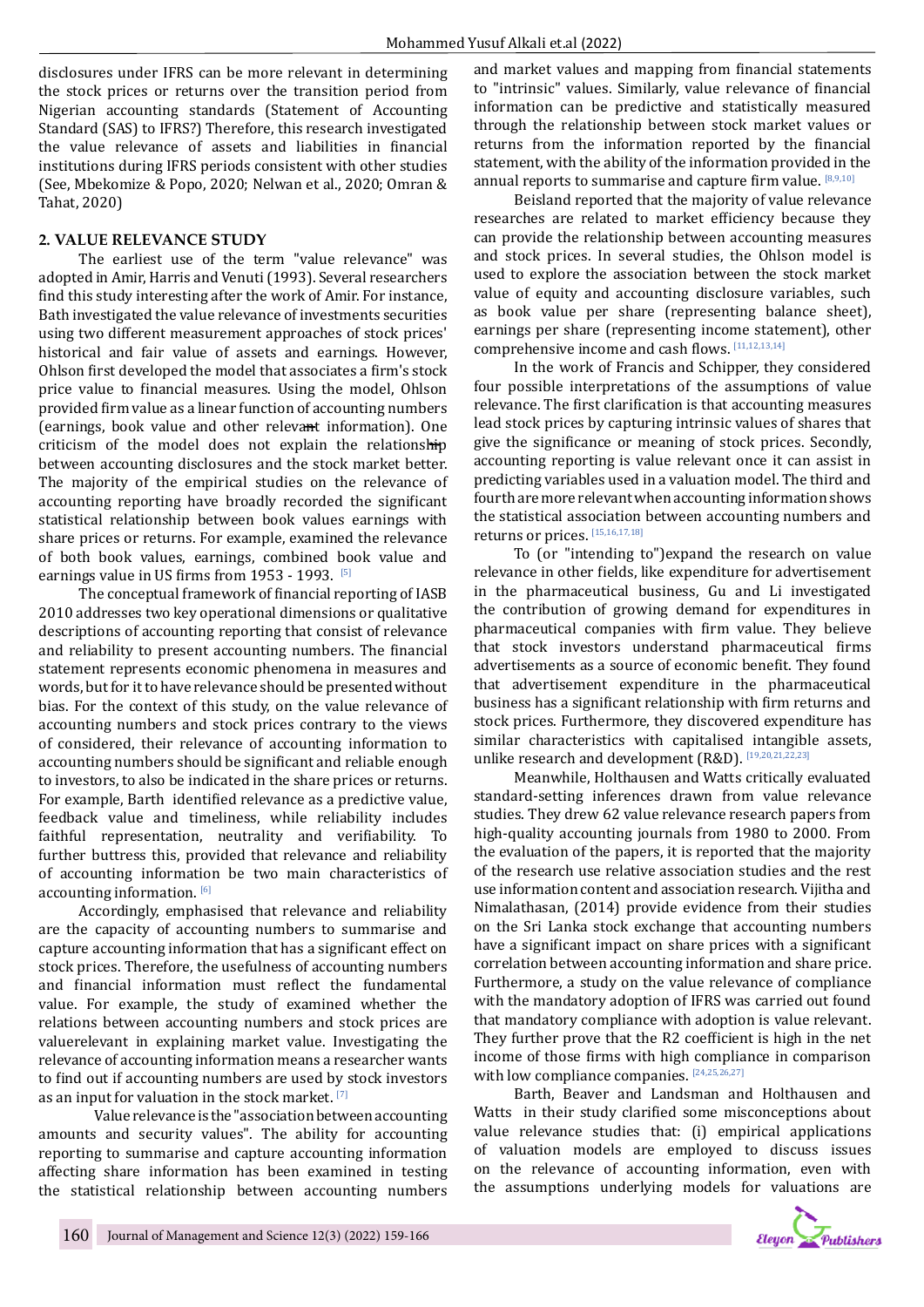disclosures under IFRS can be more relevant in determining the stock prices or returns over the transition period from Nigerian accounting standards (Statement of Accounting Standard (SAS) to IFRS?) Therefore, this research investigated the value relevance of assets and liabilities in financial institutions during IFRS periods consistent with other studies (See, Mbekomize & Popo, 2020; Nelwan et al., 2020; Omran & Tahat, 2020)

## 2. VALUE RELEVANCE STUDY

The earliest use of the term "value relevance" was adopted in Amir, Harris and Venuti (1993). Several researchers find this study interesting after the work of Amir. For instance, Bath investigated the value relevance of investments securities using two different measurement approaches of stock prices' historical and fair value of assets and earnings. However, Ohlson first developed the model that associates a firm's stock price value to financial measures. Using the model, Ohlson provided firm value as a linear function of accounting numbers (earnings, book value and other relevant information). One criticism of the model does not explain the relationship between accounting disclosures and the stock market better. The majority of the empirical studies on the relevance of accounting reporting have broadly recorded the significant statistical relationship between book values earnings with share prices or returns. For example, examined the relevance of both book values, earnings, combined book value and earnings value in US firms from 1953 - 1993. [5]

The conceptual framework of financial reporting of IASB 2010 addresses two key operational dimensions or qualitative descriptions of accounting reporting that consist of relevance and reliability to present accounting numbers. The financial statement represents economic phenomena in measures and words, but for it to have relevance should be presented without bias. For the context of this study, on the value relevance of accounting numbers and stock prices contrary to the views of considered, their relevance of accounting information to accounting numbers should be significant and reliable enough to investors, to also be indicated in the share prices or returns. For example, Barth identified relevance as a predictive value, feedback value and timeliness, while reliability includes faithful representation, neutrality and verifiability. To further buttress this, provided that relevance and reliability of accounting information be two main characteristics of accounting information. [6]

Accordingly, emphasised that relevance and reliability are the capacity of accounting numbers to summarise and capture accounting information that has a significant effect on stock prices. Therefore, the usefulness of accounting numbers and financial information must reflect the fundamental value. For example, the study of examined whether the relations between accounting numbers and stock prices are valuerelevant in explaining market value. Investigating the relevance of accounting information means a researcher wants to find out if accounting numbers are used by stock investors as an input for valuation in the stock market. [7]

Value relevance is the "association between accounting amounts and security values". The ability for accounting reporting to summarise and capture accounting information affecting share information has been examined in testing the statistical relationship between accounting numbers and market values and mapping from financial statements to "intrinsic" values. Similarly, value relevance of financial information can be predictive and statistically measured through the relationship between stock market values or returns from the information reported by the financial statement, with the ability of the information provided in the annual reports to summarise and capture firm value. [8,9,10]

Beisland reported that the majority of value relevance researches are related to market efficiency because they can provide the relationship between accounting measures and stock prices. In several studies, the Ohlson model is used to explore the association between the stock market value of equity and accounting disclosure variables, such as book value per share (representing balance sheet), earnings per share (representing income statement), other comprehensive income and cash flows. [11,12,13,14]

In the work of Francis and Schipper, they considered four possible interpretations of the assumptions of value relevance. The first clarification is that accounting measures lead stock prices by capturing intrinsic values of shares that give the significance or meaning of stock prices. Secondly, accounting reporting is value relevant once it can assist in predicting variables used in a valuation model. The third and fourth are more relevant when accounting information shows the statistical association between accounting numbers and returns or prices. [15,16,17,18]

To (or "intending to")expand the research on value relevance in other fields, like expenditure for advertisement in the pharmaceutical business, Gu and Li investigated the contribution of growing demand for expenditures in pharmaceutical companies with firm value. They believe that stock investors understand pharmaceutical firms advertisements as a source of economic benefit. They found that advertisement expenditure in the pharmaceutical business has a significant relationship with firm returns and stock prices. Furthermore, they discovered expenditure has similar characteristics with capitalised intangible assets, unlike research and development (R&D). [19,20,21,22,23]

Meanwhile, Holthausen and Watts critically evaluated standard-setting inferences drawn from value relevance studies. They drew 62 value relevance research papers from high-quality accounting journals from 1980 to 2000. From the evaluation of the papers, it is reported that the majority of the research use relative association studies and the rest use information content and association research. Vijitha and Nimalathasan, (2014) provide evidence from their studies on the Sri Lanka stock exchange that accounting numbers have a significant impact on share prices with a significant correlation between accounting information and share price. Furthermore, a study on the value relevance of compliance with the mandatory adoption of IFRS was carried out found that mandatory compliance with adoption is value relevant. They further prove that the $R2$ coefficient is high in the net income of those firms with high compliance in comparison with low compliance companies. [24,25,26,27]

Barth, Beaver and Landsman and Holthausen and Watts in their study clarified some misconceptions about value relevance studies that: (i) empirical applications of valuation models are employed to discuss issues on the relevance of accounting information, even with the assumptions underlying models for valuations are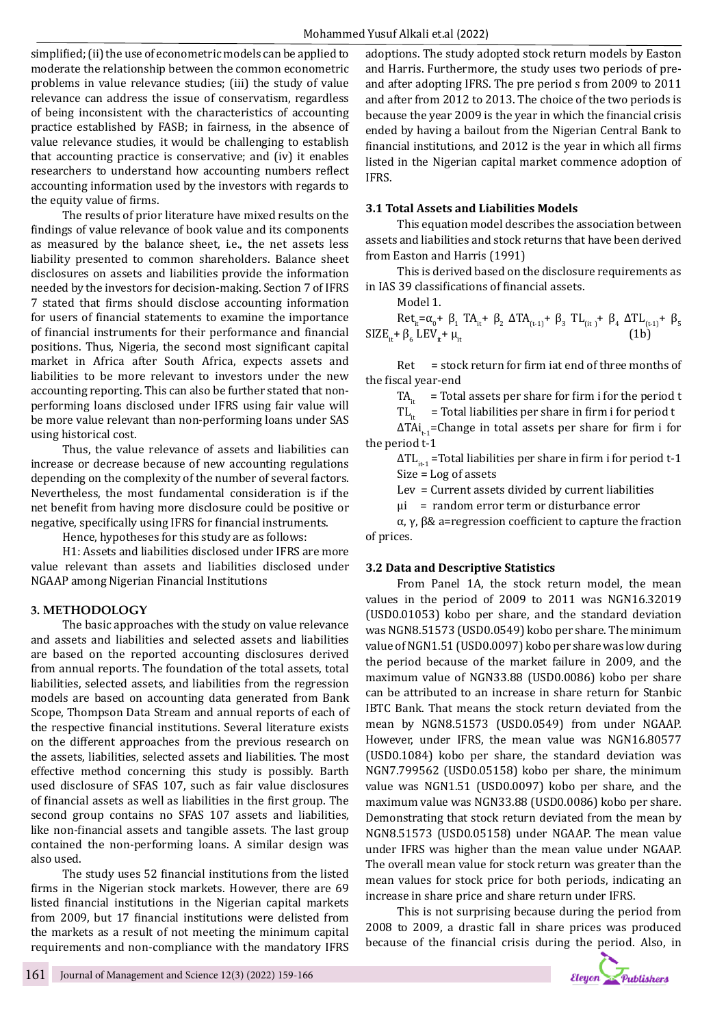simplified; (ii) the use of econometric models can be applied to moderate the relationship between the common econometric problems in value relevance studies; (iii) the study of value relevance can address the issue of conservatism, regardless of being inconsistent with the characteristics of accounting practice established by FASB; in fairness, in the absence of value relevance studies, it would be challenging to establish that accounting practice is conservative; and (iv) it enables researchers to understand how accounting numbers reflect accounting information used by the investors with regards to the equity value of firms.

The results of prior literature have mixed results on the findings of value relevance of book value and its components as measured by the balance sheet, i.e., the net assets less liability presented to common shareholders. Balance sheet disclosures on assets and liabilities provide the information needed by the investors for decision-making. Section 7 of IFRS 7 stated that firms should disclose accounting information for users of financial statements to examine the importance of financial instruments for their performance and financial positions. Thus, Nigeria, the second most significant capital market in Africa after South Africa, expects assets and liabilities to be more relevant to investors under the new accounting reporting. This can also be further stated that non-performing loans disclosed under IFRS using fair value will be more value relevant than non-performing loans under SAS using historical cost.

Thus, the value relevance of assets and liabilities can increase or decrease because of new accounting regulations depending on the complexity of the number of several factors. Nevertheless, the most fundamental consideration is if the net benefit from having more disclosure could be positive or negative, specifically using IFRS for financial instruments.

Hence, hypotheses for this study are as follows:

H1: Assets and liabilities disclosed under IFRS are more value relevant than assets and liabilities disclosed under NGAAP among Nigerian Financial Institutions

## 3. METHODOLOGY

The basic approaches with the study on value relevance and assets and liabilities and selected assets and liabilities are based on the reported accounting disclosures derived from annual reports. The foundation of the total assets, total liabilities, selected assets, and liabilities from the regression models are based on accounting data generated from Bank Scope, Thompson Data Stream and annual reports of each of the respective financial institutions. Several literature exists on the different approaches from the previous research on the assets, liabilities, selected assets and liabilities. The most effective method concerning this study is possibly. Barth used disclosure of SFAS 107, such as fair value disclosures of financial assets as well as liabilities in the first group. The second group contains no SFAS 107 assets and liabilities, like non-financial assets and tangible assets. The last group contained the non-performing loans. A similar design was also used.

The study uses 52 financial institutions from the listed firms in the Nigerian stock markets. However, there are 69 listed financial institutions in the Nigerian capital markets from 2009, but 17 financial institutions were delisted from the markets as a result of not meeting the minimum capital requirements and non-compliance with the mandatory IFRS adoptions. The study adopted stock return models by Easton and Harris. Furthermore, the study uses two periods of pre- and after adopting IFRS. The pre period s from 2009 to 2011 and after from 2012 to 2013. The choice of the two periods is because the year 2009 is the year in which the financial crisis ended by having a bailout from the Nigerian Central Bank to financial institutions, and 2012 is the year in which all firms listed in the Nigerian capital market commence adoption of IFRS.

### 3.1 Total Assets and Liabilities Models

This equation model describes the association between assets and liabilities and stock returns that have been derived from Easton and Harris (1991)

This is derived based on the disclosure requirements as in IAS 39 classifications of financial assets.

Model 1.

$$Ret_{it}=\alpha_0+ \beta_1\ TA_{it}+ \beta_2\ \Delta TA_{(t-1)}+ \beta_3\ TL_{(it)}+ \beta_4\ \Delta TL_{(t-1)}+ \beta_5\ SIZE_{it}+ \beta_6\ LEV_{it}+ \mu_{it} \quad (1b)$$

Ret = stock return for firm iat end of three months of the fiscal year-end

$TA_{it}$ = Total assets per share for firm i for the period t

$TL_{it}$ = Total liabilities per share in firm i for period t

$\Delta TAi_{t-1}$=Change in total assets per share for firm i for the period t-1

$\Delta TL_{it-1}$ =Total liabilities per share in firm i for period t-1

Size = Log of assets

Lev = Current assets divided by current liabilities

μi = random error term or disturbance error

α, γ, β& a=regression coefficient to capture the fraction of prices.

### 3.2 Data and Descriptive Statistics

From Panel 1A, the stock return model, the mean values in the period of 2009 to 2011 was NGN16.32019 (USD0.01053) kobo per share, and the standard deviation was NGN8.51573 (USD0.0549) kobo per share. The minimum value of NGN1.51 (USD0.0097) kobo per share was low during the period because of the market failure in 2009, and the maximum value of NGN33.88 (USD0.0086) kobo per share can be attributed to an increase in share return for Stanbic IBTC Bank. That means the stock return deviated from the mean by NGN8.51573 (USD0.0549) from under NGAAP. However, under IFRS, the mean value was NGN16.80577 (USD0.1084) kobo per share, the standard deviation was NGN7.799562 (USD0.05158) kobo per share, the minimum value was NGN1.51 (USD0.0097) kobo per share, and the maximum value was NGN33.88 (USD0.0086) kobo per share. Demonstrating that stock return deviated from the mean by NGN8.51573 (USD0.05158) under NGAAP. The mean value under IFRS was higher than the mean value under NGAAP. The overall mean value for stock return was greater than the mean values for stock price for both periods, indicating an increase in share price and share return under IFRS.

This is not surprising because during the period from 2008 to 2009, a drastic fall in share prices was produced because of the financial crisis during the period. Also, in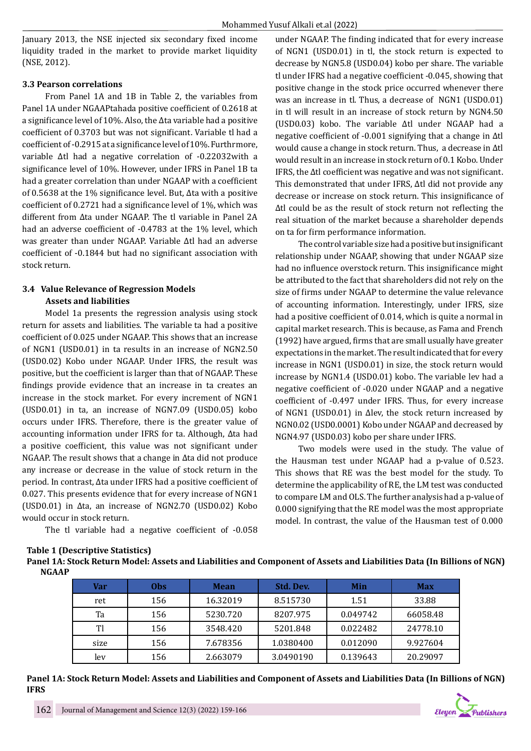January 2013, the NSE injected six secondary fixed income liquidity traded in the market to provide market liquidity (NSE, 2012).

### 3.3 Pearson correlations

From Panel 1A and 1B in Table 2, the variables from Panel 1A under NGAAPtahada positive coefficient of 0.2618 at a significance level of 10%. Also, the Δta variable had a positive coefficient of 0.3703 but was not significant. Variable tl had a coefficient of -0.2915 at a significance level of 10%. Furthrmore, variable Δtl had a negative correlation of -0.22032with a significance level of 10%. However, under IFRS in Panel 1B ta had a greater correlation than under NGAAP with a coefficient of 0.5638 at the 1% significance level. But, Δta with a positive coefficient of 0.2721 had a significance level of 1%, which was different from Δta under NGAAP. The tl variable in Panel 2A had an adverse coefficient of -0.4783 at the 1% level, which was greater than under NGAAP. Variable Δtl had an adverse coefficient of -0.1844 but had no significant association with stock return.

### 3.4 Value Relevance of Regression Models

#### Assets and liabilities

Model 1a presents the regression analysis using stock return for assets and liabilities. The variable ta had a positive coefficient of 0.025 under NGAAP. This shows that an increase of NGN1 (USD0.01) in ta results in an increase of NGN2.50 (USD0.02) Kobo under NGAAP. Under IFRS, the result was positive, but the coefficient is larger than that of NGAAP. These findings provide evidence that an increase in ta creates an increase in the stock market. For every increment of NGN1 (USD0.01) in ta, an increase of NGN7.09 (USD0.05) kobo occurs under IFRS. Therefore, there is the greater value of accounting information under IFRS for ta. Although, Δta had a positive coefficient, this value was not significant under NGAAP. The result shows that a change in Δta did not produce any increase or decrease in the value of stock return in the period. In contrast, Δta under IFRS had a positive coefficient of 0.027. This presents evidence that for every increase of NGN1 (USD0.01) in Δta, an increase of NGN2.70 (USD0.02) Kobo would occur in stock return.

The tl variable had a negative coefficient of -0.058 under NGAAP. The finding indicated that for every increase of NGN1 (USD0.01) in tl, the stock return is expected to decrease by NGN5.8 (USD0.04) kobo per share. The variable tl under IFRS had a negative coefficient -0.045, showing that positive change in the stock price occurred whenever there was an increase in tl. Thus, a decrease of NGN1 (USD0.01) in tl will result in an increase of stock return by NGN4.50 (USD0.03) kobo. The variable Δtl under NGAAP had a negative coefficient of -0.001 signifying that a change in Δtl would cause a change in stock return. Thus, a decrease in Δtl would result in an increase in stock return of 0.1 Kobo. Under IFRS, the Δtl coefficient was negative and was not significant. This demonstrated that under IFRS, Δtl did not provide any decrease or increase on stock return. This insignificance of Δtl could be as the result of stock return not reflecting the real situation of the market because a shareholder depends on ta for firm performance information.

The control variable size had a positive but insignificant relationship under NGAAP, showing that under NGAAP size had no influence overstock return. This insignificance might be attributed to the fact that shareholders did not rely on the size of firms under NGAAP to determine the value relevance of accounting information. Interestingly, under IFRS, size had a positive coefficient of 0.014, which is quite a normal in capital market research. This is because, as Fama and French (1992) have argued, firms that are small usually have greater expectations in the market. The result indicated that for every increase in NGN1 (USD0.01) in size, the stock return would increase by NGN1.4 (USD0.01) kobo. The variable lev had a negative coefficient of -0.020 under NGAAP and a negative coefficient of -0.497 under IFRS. Thus, for every increase of NGN1 (USD0.01) in Δlev, the stock return increased by NGN0.02 (USD0.0001) Kobo under NGAAP and decreased by NGN4.97 (USD0.03) kobo per share under IFRS.

Two models were used in the study. The value of the Hausman test under NGAAP had a p-value of 0.523. This shows that RE was the best model for the study. To determine the applicability of RE, the LM test was conducted to compare LM and OLS. The further analysis had a p-value of 0.000 signifying that the RE model was the most appropriate model. In contrast, the value of the Hausman test of 0.000

**Table 1 (Descriptive Statistics)**

**Panel 1A: Stock Return Model: Assets and Liabilities and Component of Assets and Liabilities Data (In Billions of NGN) NGAAP**

| Var | Obs | Mean | Std. Dev. | Min | Max |
|---|---|---|---|---|---|
| ret | 156 | 16.32019 | 8.515730 | 1.51 | 33.88 |
| Ta | 156 | 5230.720 | 8207.975 | 0.049742 | 66058.48 |
| Tl | 156 | 3548.420 | 5201.848 | 0.022482 | 24778.10 |
| size | 156 | 7.678356 | 1.0380400 | 0.012090 | 9.927604 |
| lev | 156 | 2.663079 | 3.0490190 | 0.139643 | 20.29097 |

**Panel 1A: Stock Return Model: Assets and Liabilities and Component of Assets and Liabilities Data (In Billions of NGN) IFRS**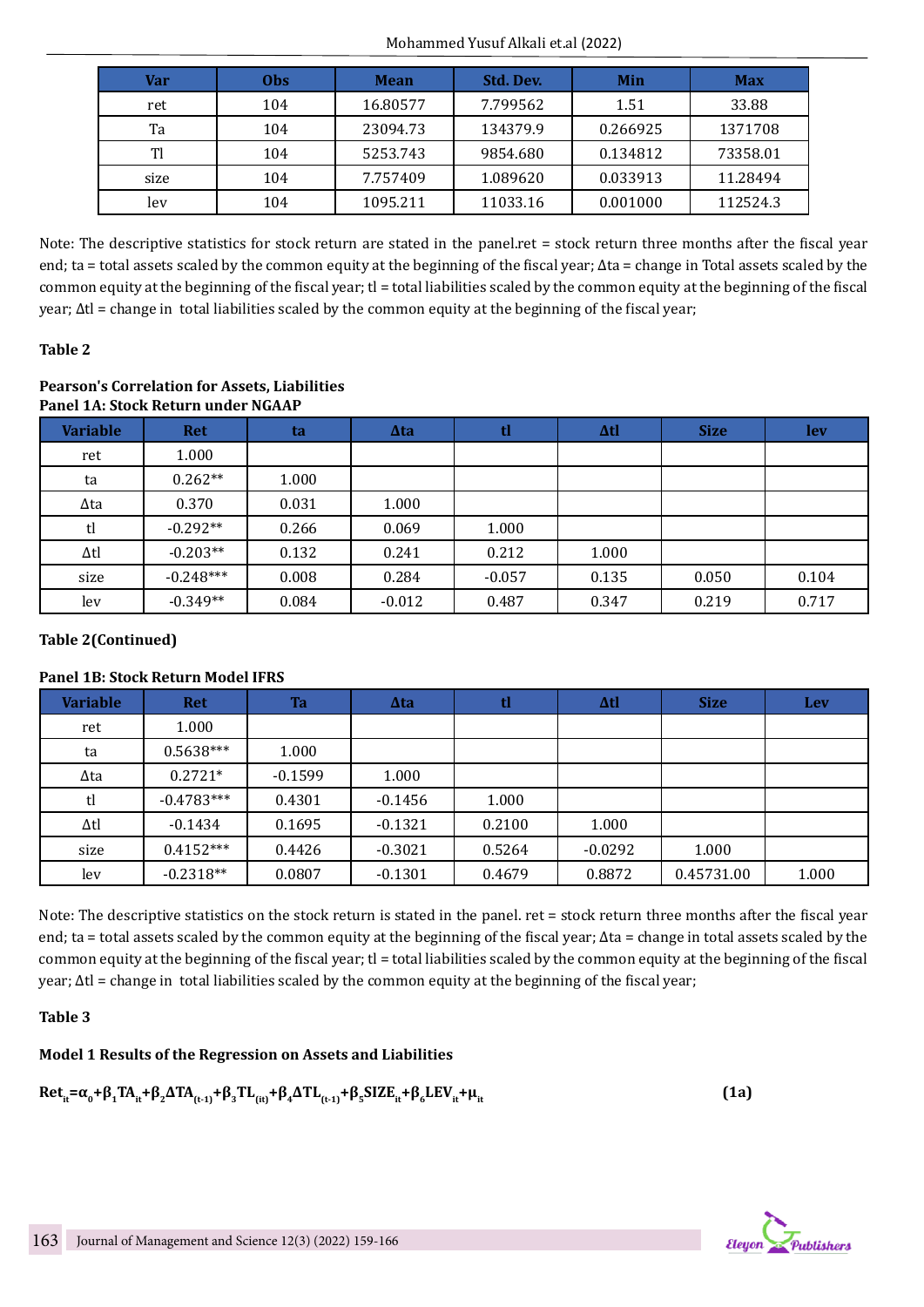| Var | Obs | Mean | Std. Dev. | Min | Max |
|---|---|---|---|---|---|
| ret | 104 | 16.80577 | 7.799562 | 1.51 | 33.88 |
| Ta | 104 | 23094.73 | 134379.9 | 0.266925 | 1371708 |
| Tl | 104 | 5253.743 | 9854.680 | 0.134812 | 73358.01 |
| size | 104 | 7.757409 | 1.089620 | 0.033913 | 11.28494 |
| lev | 104 | 1095.211 | 11033.16 | 0.001000 | 112524.3 |

Note: The descriptive statistics for stock return are stated in the panel.ret = stock return three months after the fiscal year end; ta = total assets scaled by the common equity at the beginning of the fiscal year; Δta = change in Total assets scaled by the common equity at the beginning of the fiscal year; tl = total liabilities scaled by the common equity at the beginning of the fiscal year; Δtl = change in total liabilities scaled by the common equity at the beginning of the fiscal year;

**Table 2**

**Pearson's Correlation for Assets, Liabilities**
**Panel 1A: Stock Return under NGAAP**

| Variable | Ret | ta | Δta | tl | Δtl | Size | lev |
|---|---|---|---|---|---|---|---|
| ret | 1.000 | | | | | | |
| ta | 0.262** | 1.000 | | | | | |
| Δta | 0.370 | 0.031 | 1.000 | | | | |
| tl | -0.292** | 0.266 | 0.069 | 1.000 | | | |
| Δtl | -0.203** | 0.132 | 0.241 | 0.212 | 1.000 | | |
| size | -0.248*** | 0.008 | 0.284 | -0.057 | 0.135 | 0.050 | 0.104 |
| lev | -0.349** | 0.084 | -0.012 | 0.487 | 0.347 | 0.219 | 0.717 |

**Table 2(Continued)**

**Panel 1B: Stock Return Model IFRS**

| Variable | Ret | Ta | Δta | tl | Δtl | Size | Lev |
|---|---|---|---|---|---|---|---|
| ret | 1.000 | | | | | | |
| ta | 0.5638*** | 1.000 | | | | | |
| Δta | 0.2721* | -0.1599 | 1.000 | | | | |
| tl | -0.4783*** | 0.4301 | -0.1456 | 1.000 | | | |
| Δtl | -0.1434 | 0.1695 | -0.1321 | 0.2100 | 1.000 | | |
| size | 0.4152*** | 0.4426 | -0.3021 | 0.5264 | -0.0292 | 1.000 | |
| lev | -0.2318** | 0.0807 | -0.1301 | 0.4679 | 0.8872 | 0.45731.00 | 1.000 |

Note: The descriptive statistics on the stock return is stated in the panel. ret = stock return three months after the fiscal year end; ta = total assets scaled by the common equity at the beginning of the fiscal year; Δta = change in total assets scaled by the common equity at the beginning of the fiscal year; tl = total liabilities scaled by the common equity at the beginning of the fiscal year; Δtl = change in total liabilities scaled by the common equity at the beginning of the fiscal year;

**Table 3**

**Model 1 Results of the Regression on Assets and Liabilities**

$$Ret_{it}=\alpha_0+\beta_1 TA_{it}+\beta_2 \Delta TA_{(t-1)}+\beta_3 TL_{(it)}+\beta_4 \Delta TL_{(t-1)}+\beta_5 SIZE_{it}+\beta_6 LEV_{it}+\mu_{it} \quad (1a)$$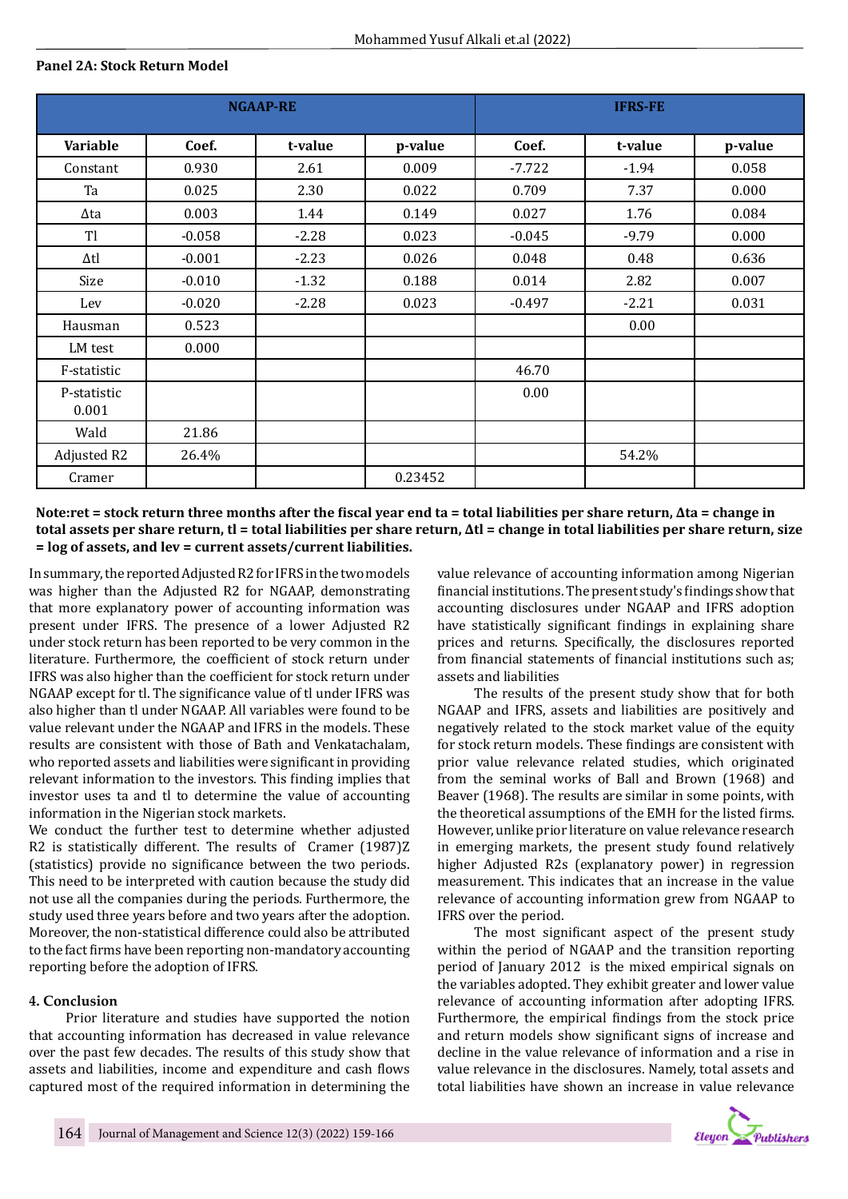**Panel 2A: Stock Return Model**

| NGAAP-RE | | | | IFRS-FE | | |
|---|---|---|---|---|---|---|
| **Variable** | **Coef.** | **t-value** | **p-value** | **Coef.** | **t-value** | **p-value** |
| Constant | 0.930 | 2.61 | 0.009 | -7.722 | -1.94 | 0.058 |
| Ta | 0.025 | 2.30 | 0.022 | 0.709 | 7.37 | 0.000 |
| Δta | 0.003 | 1.44 | 0.149 | 0.027 | 1.76 | 0.084 |
| Tl | -0.058 | -2.28 | 0.023 | -0.045 | -9.79 | 0.000 |
| Δtl | -0.001 | -2.23 | 0.026 | 0.048 | 0.48 | 0.636 |
| Size | -0.010 | -1.32 | 0.188 | 0.014 | 2.82 | 0.007 |
| Lev | -0.020 | -2.28 | 0.023 | -0.497 | -2.21 | 0.031 |
| Hausman | 0.523 | | | | 0.00 | |
| LM test | 0.000 | | | | | |
| F-statistic | | | | 46.70 | | |
| P-statistic 0.001 | | | | 0.00 | | |
| Wald | 21.86 | | | | | |
| Adjusted R2 | 26.4% | | | | 54.2% | |
| Cramer | | | 0.23452 | | | |

**Note:ret = stock return three months after the fiscal year end ta = total liabilities per share return, Δta = change in total assets per share return, tl = total liabilities per share return, Δtl = change in total liabilities per share return, size = log of assets, and lev = current assets/current liabilities.**

In summary, the reported Adjusted R2 for IFRS in the two models was higher than the Adjusted R2 for NGAAP, demonstrating that more explanatory power of accounting information was present under IFRS. The presence of a lower Adjusted R2 under stock return has been reported to be very common in the literature. Furthermore, the coefficient of stock return under IFRS was also higher than the coefficient for stock return under NGAAP except for tl. The significance value of tl under IFRS was also higher than tl under NGAAP. All variables were found to be value relevant under the NGAAP and IFRS in the models. These results are consistent with those of Bath and Venkatachalam, who reported assets and liabilities were significant in providing relevant information to the investors. This finding implies that investor uses ta and tl to determine the value of accounting information in the Nigerian stock markets.

We conduct the further test to determine whether adjusted R2 is statistically different. The results of Cramer (1987)Z (statistics) provide no significance between the two periods. This need to be interpreted with caution because the study did not use all the companies during the periods. Furthermore, the study used three years before and two years after the adoption. Moreover, the non-statistical difference could also be attributed to the fact firms have been reporting non-mandatory accounting reporting before the adoption of IFRS.

## 4. Conclusion

Prior literature and studies have supported the notion that accounting information has decreased in value relevance over the past few decades. The results of this study show that assets and liabilities, income and expenditure and cash flows captured most of the required information in determining the value relevance of accounting information among Nigerian financial institutions. The present study's findings show that accounting disclosures under NGAAP and IFRS adoption have statistically significant findings in explaining share prices and returns. Specifically, the disclosures reported from financial statements of financial institutions such as; assets and liabilities

The results of the present study show that for both NGAAP and IFRS, assets and liabilities are positively and negatively related to the stock market value of the equity for stock return models. These findings are consistent with prior value relevance related studies, which originated from the seminal works of Ball and Brown (1968) and Beaver (1968). The results are similar in some points, with the theoretical assumptions of the EMH for the listed firms. However, unlike prior literature on value relevance research in emerging markets, the present study found relatively higher Adjusted R2s (explanatory power) in regression measurement. This indicates that an increase in the value relevance of accounting information grew from NGAAP to IFRS over the period.

The most significant aspect of the present study within the period of NGAAP and the transition reporting period of January 2012 is the mixed empirical signals on the variables adopted. They exhibit greater and lower value relevance of accounting information after adopting IFRS. Furthermore, the empirical findings from the stock price and return models show significant signs of increase and decline in the value relevance of information and a rise in value relevance in the disclosures. Namely, total assets and total liabilities have shown an increase in value relevance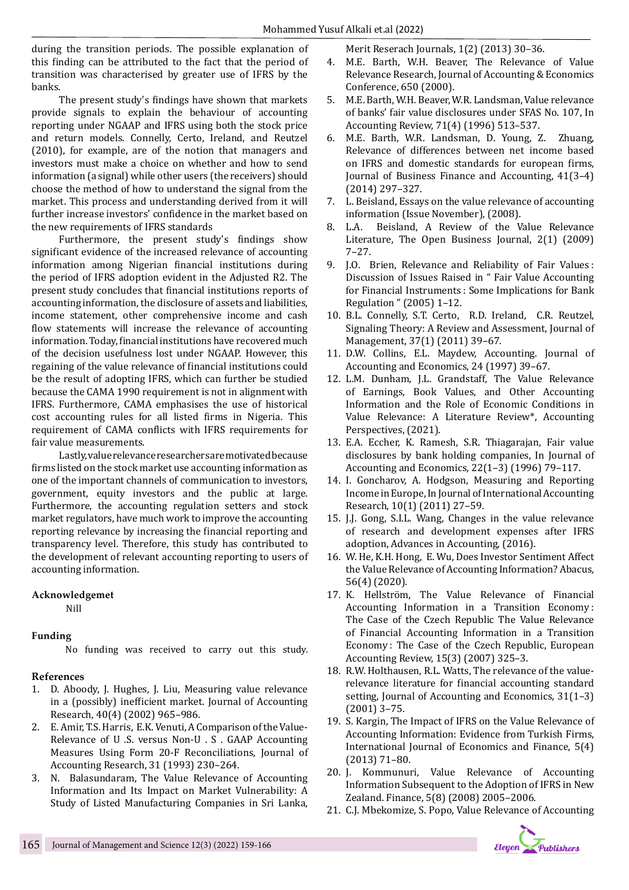during the transition periods. The possible explanation of this finding can be attributed to the fact that the period of transition was characterised by greater use of IFRS by the banks.

The present study's findings have shown that markets provide signals to explain the behaviour of accounting reporting under NGAAP and IFRS using both the stock price and return models. Connelly, Certo, Ireland, and Reutzel (2010), for example, are of the notion that managers and investors must make a choice on whether and how to send information (a signal) while other users (the receivers) should choose the method of how to understand the signal from the market. This process and understanding derived from it will further increase investors' confidence in the market based on the new requirements of IFRS standards

Furthermore, the present study's findings show significant evidence of the increased relevance of accounting information among Nigerian financial institutions during the period of IFRS adoption evident in the Adjusted R2. The present study concludes that financial institutions reports of accounting information, the disclosure of assets and liabilities, income statement, other comprehensive income and cash flow statements will increase the relevance of accounting information. Today, financial institutions have recovered much of the decision usefulness lost under NGAAP. However, this regaining of the value relevance of financial institutions could be the result of adopting IFRS, which can further be studied because the CAMA 1990 requirement is not in alignment with IFRS. Furthermore, CAMA emphasises the use of historical cost accounting rules for all listed firms in Nigeria. This requirement of CAMA conflicts with IFRS requirements for fair value measurements.

Lastly, value relevance researchers are motivated because firms listed on the stock market use accounting information as one of the important channels of communication to investors, government, equity investors and the public at large. Furthermore, the accounting regulation setters and stock market regulators, have much work to improve the accounting reporting relevance by increasing the financial reporting and transparency level. Therefore, this study has contributed to the development of relevant accounting reporting to users of accounting information.

**Acknowledgemet**

Nill

**Funding**

No funding was received to carry out this study.

**References**

1. D. Aboody, J. Hughes, J. Liu, Measuring value relevance in a (possibly) inefficient market. Journal of Accounting Research, 40(4) (2002) 965–986.
2. E. Amir, T.S. Harris, E.K. Venuti, A Comparison of the Value-Relevance of U .S. versus Non-U . S . GAAP Accounting Measures Using Form 20-F Reconciliations, Journal of Accounting Research, 31 (1993) 230–264.
3. N. Balasundaram, The Value Relevance of Accounting Information and Its Impact on Market Vulnerability: A Study of Listed Manufacturing Companies in Sri Lanka, Merit Reserach Journals, 1(2) (2013) 30–36.
4. M.E. Barth, W.H. Beaver, The Relevance of Value Relevance Research, Journal of Accounting & Economics Conference, 650 (2000).
5. M.E. Barth, W.H. Beaver, W.R. Landsman, Value relevance of banks' fair value disclosures under SFAS No. 107, In Accounting Review, 71(4) (1996) 513–537.
6. M.E. Barth, W.R. Landsman, D. Young, Z. Zhuang, Relevance of differences between net income based on IFRS and domestic standards for european firms, Journal of Business Finance and Accounting, 41(3–4) (2014) 297–327.
7. L. Beisland, Essays on the value relevance of accounting information (Issue November), (2008).
8. L.A. Beisland, A Review of the Value Relevance Literature, The Open Business Journal, 2(1) (2009) 7–27.
9. J.O. Brien, Relevance and Reliability of Fair Values : Discussion of Issues Raised in " Fair Value Accounting for Financial Instruments : Some Implications for Bank Regulation " (2005) 1–12.
10. B.L. Connelly, S.T. Certo, R.D. Ireland, C.R. Reutzel, Signaling Theory: A Review and Assessment, Journal of Management, 37(1) (2011) 39–67.
11. D.W. Collins, E.L. Maydew, Accounting. Journal of Accounting and Economics, 24 (1997) 39–67.
12. L.M. Dunham, J.L. Grandstaff, The Value Relevance of Earnings, Book Values, and Other Accounting Information and the Role of Economic Conditions in Value Relevance: A Literature Review*, Accounting Perspectives, (2021).
13. E.A. Eccher, K. Ramesh, S.R. Thiagarajan, Fair value disclosures by bank holding companies, In Journal of Accounting and Economics, 22(1–3) (1996) 79–117.
14. I. Goncharov, A. Hodgson, Measuring and Reporting Income in Europe, In Journal of International Accounting Research, 10(1) (2011) 27–59.
15. J.J. Gong, S.I.L. Wang, Changes in the value relevance of research and development expenses after IFRS adoption, Advances in Accounting, (2016).
16. W. He, K.H. Hong, E. Wu, Does Investor Sentiment Affect the Value Relevance of Accounting Information? Abacus, 56(4) (2020).
17. K. Hellström, The Value Relevance of Financial Accounting Information in a Transition Economy : The Case of the Czech Republic The Value Relevance of Financial Accounting Information in a Transition Economy : The Case of the Czech Republic, European Accounting Review, 15(3) (2007) 325–3.
18. R.W. Holthausen, R.L. Watts, The relevance of the value-relevance literature for financial accounting standard setting, Journal of Accounting and Economics, 31(1–3) (2001) 3–75.
19. S. Kargin, The Impact of IFRS on the Value Relevance of Accounting Information: Evidence from Turkish Firms, International Journal of Economics and Finance, 5(4) (2013) 71–80.
20. J. Kommunuri, Value Relevance of Accounting Information Subsequent to the Adoption of IFRS in New Zealand. Finance, 5(8) (2008) 2005–2006.
21. C.J. Mbekomize, S. Popo, Value Relevance of Accounting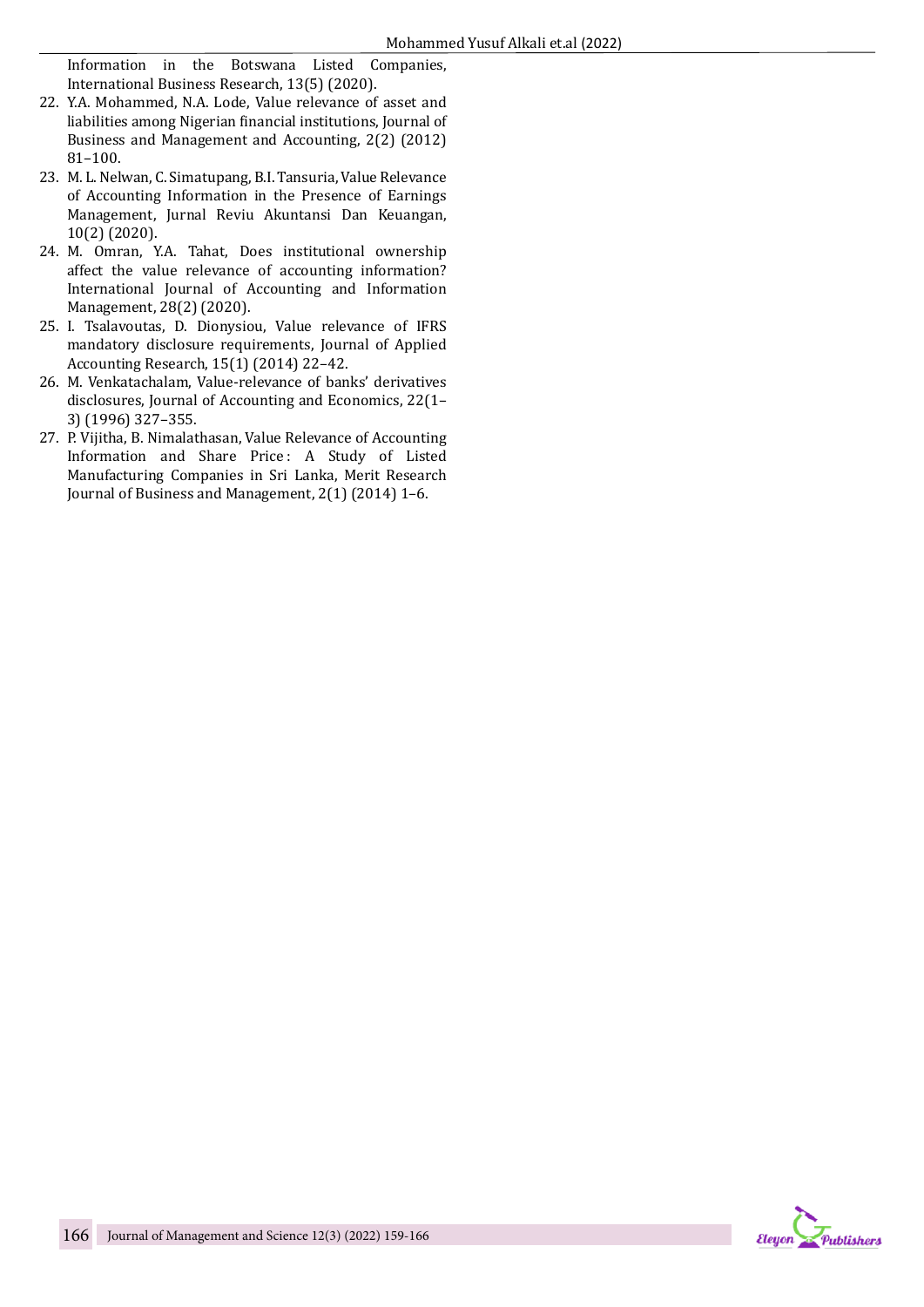Information in the Botswana Listed Companies, International Business Research, 13(5) (2020).

22. Y.A. Mohammed, N.A. Lode, Value relevance of asset and liabilities among Nigerian financial institutions, Journal of Business and Management and Accounting, 2(2) (2012) 81–100.
23. M. L. Nelwan, C. Simatupang, B.I. Tansuria, Value Relevance of Accounting Information in the Presence of Earnings Management, Jurnal Reviu Akuntansi Dan Keuangan, 10(2) (2020).
24. M. Omran, Y.A. Tahat, Does institutional ownership affect the value relevance of accounting information? International Journal of Accounting and Information Management, 28(2) (2020).
25. I. Tsalavoutas, D. Dionysiou, Value relevance of IFRS mandatory disclosure requirements, Journal of Applied Accounting Research, 15(1) (2014) 22–42.
26. M. Venkatachalam, Value-relevance of banks' derivatives disclosures, Journal of Accounting and Economics, 22(1–3) (1996) 327–355.
27. P. Vijitha, B. Nimalathasan, Value Relevance of Accounting Information and Share Price : A Study of Listed Manufacturing Companies in Sri Lanka, Merit Research Journal of Business and Management, 2(1) (2014) 1–6.